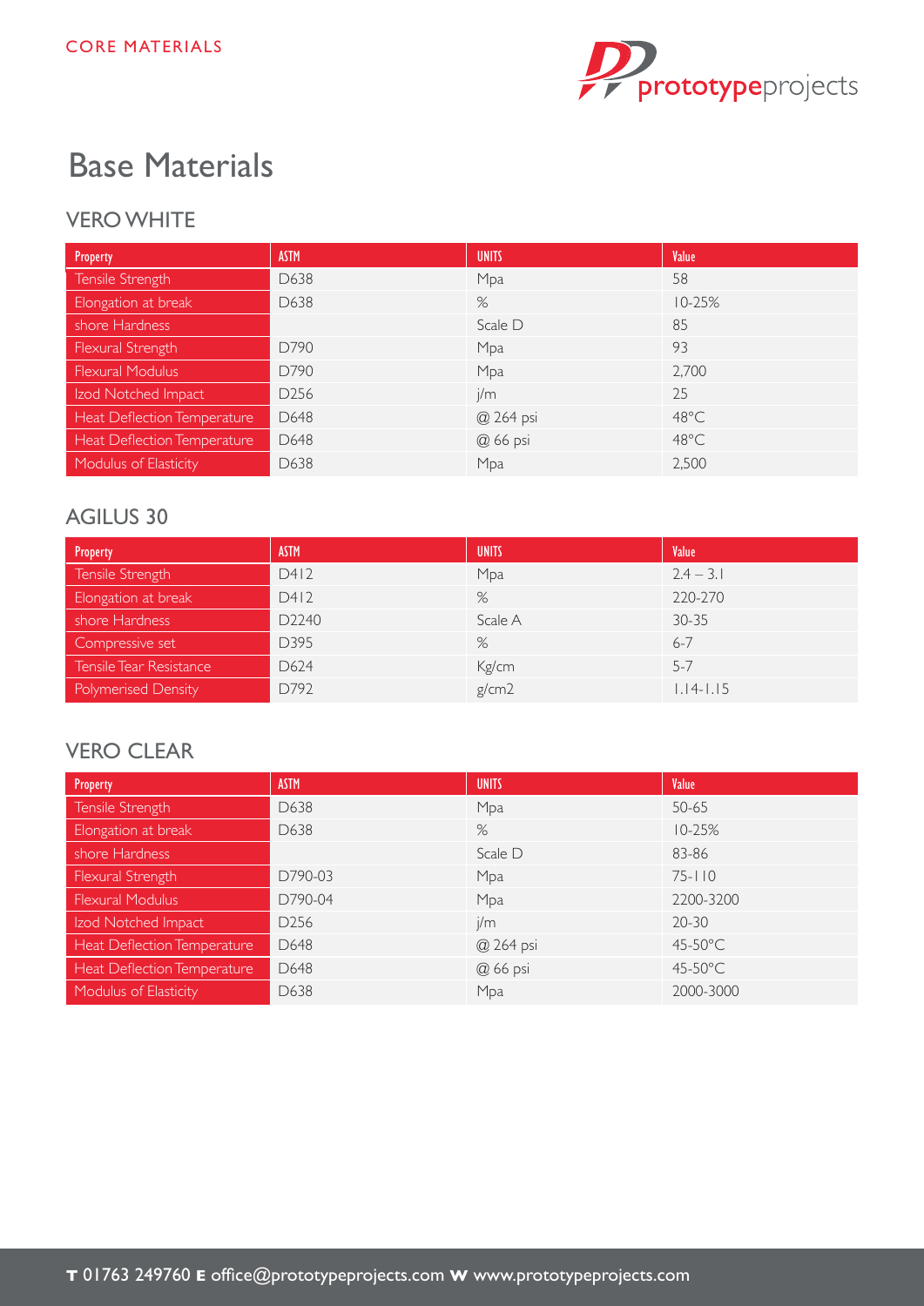CORE MATERIALS

# Base Materials

## VERO WHITE

| Property | ASTM | UNITS | Value |
|---|---|---|---|
| Tensile Strength | D638 | Mpa | 58 |
| Elongation at break | D638 | % | 10-25% |
| shore Hardness | | Scale D | 85 |
| Flexural Strength | D790 | Mpa | 93 |
| Flexural Modulus | D790 | Mpa | 2,700 |
| Izod Notched Impact | D256 | j/m | 25 |
| Heat Deflection Temperature | D648 | @ 264 psi | 48°C |
| Heat Deflection Temperature | D648 | @ 66 psi | 48°C |
| Modulus of Elasticity | D638 | Mpa | 2,500 |

## AGILUS 30

| Property | ASTM | UNITS | Value |
|---|---|---|---|
| Tensile Strength | D412 | Mpa | 2.4 – 3.1 |
| Elongation at break | D412 | % | 220-270 |
| shore Hardness | D2240 | Scale A | 30-35 |
| Compressive set | D395 | % | 6-7 |
| Tensile Tear Resistance | D624 | Kg/cm | 5-7 |
| Polymerised Density | D792 | g/cm2 | 1.14-1.15 |

## VERO CLEAR

| Property | ASTM | UNITS | Value |
|---|---|---|---|
| Tensile Strength | D638 | Mpa | 50-65 |
| Elongation at break | D638 | % | 10-25% |
| shore Hardness | | Scale D | 83-86 |
| Flexural Strength | D790-03 | Mpa | 75-110 |
| Flexural Modulus | D790-04 | Mpa | 2200-3200 |
| Izod Notched Impact | D256 | j/m | 20-30 |
| Heat Deflection Temperature | D648 | @ 264 psi | 45-50°C |
| Heat Deflection Temperature | D648 | @ 66 psi | 45-50°C |
| Modulus of Elasticity | D638 | Mpa | 2000-3000 |

**T** 01763 249760 **E** office@prototypeprojects.com **W** www.prototypeprojects.com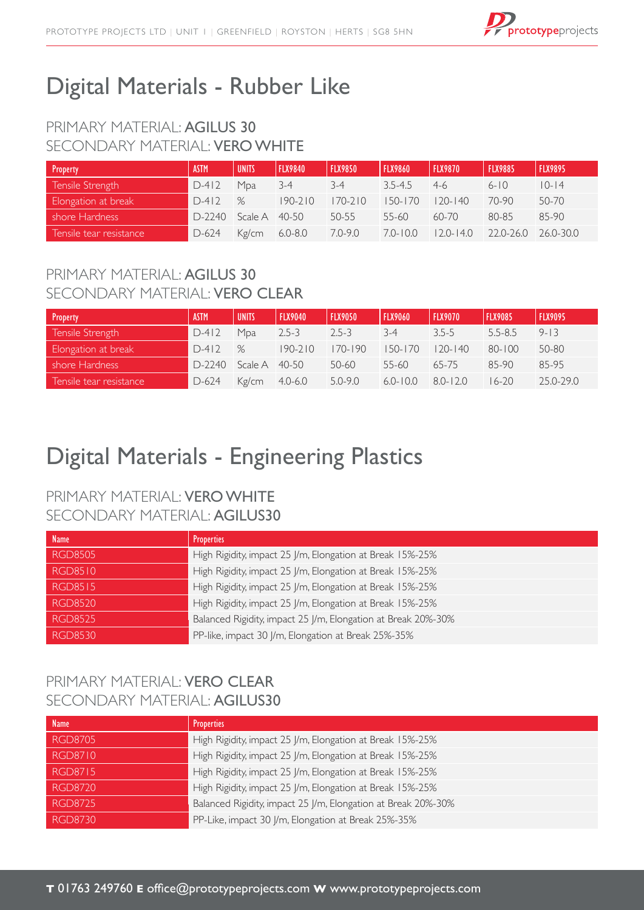# Digital Materials - Rubber Like

## PRIMARY MATERIAL: **AGILUS 30**
## SECONDARY MATERIAL: **VERO WHITE**

| Property | ASTM | UNITS | FLX9840 | FLX9850 | FLX9860 | FLX9870 | FLX9885 | FLX9895 |
|---|---|---|---|---|---|---|---|---|
| Tensile Strength | D-412 | Mpa | 3-4 | 3-4 | 3.5-4.5 | 4-6 | 6-10 | 10-14 |
| Elongation at break | D-412 | % | 190-210 | 170-210 | 150-170 | 120-140 | 70-90 | 50-70 |
| shore Hardness | D-2240 | Scale A | 40-50 | 50-55 | 55-60 | 60-70 | 80-85 | 85-90 |
| Tensile tear resistance | D-624 | Kg/cm | 6.0-8.0 | 7.0-9.0 | 7.0-10.0 | 12.0-14.0 | 22.0-26.0 | 26.0-30.0 |

## PRIMARY MATERIAL: **AGILUS 30**
## SECONDARY MATERIAL: **VERO CLEAR**

| Property | ASTM | UNITS | FLX9040 | FLX9050 | FLX9060 | FLX9070 | FLX9085 | FLX9095 |
|---|---|---|---|---|---|---|---|---|
| Tensile Strength | D-412 | Mpa | 2.5-3 | 2.5-3 | 3-4 | 3.5-5 | 5.5-8.5 | 9-13 |
| Elongation at break | D-412 | % | 190-210 | 170-190 | 150-170 | 120-140 | 80-100 | 50-80 |
| shore Hardness | D-2240 | Scale A | 40-50 | 50-60 | 55-60 | 65-75 | 85-90 | 85-95 |
| Tensile tear resistance | D-624 | Kg/cm | 4.0-6.0 | 5.0-9.0 | 6.0-10.0 | 8.0-12.0 | 16-20 | 25.0-29.0 |

# Digital Materials - Engineering Plastics

## PRIMARY MATERIAL: **VERO WHITE**
## SECONDARY MATERIAL: **AGILUS30**

| Name | Properties |
|---|---|
| RGD8505 | High Rigidity, impact 25 J/m, Elongation at Break 15%-25% |
| RGD8510 | High Rigidity, impact 25 J/m, Elongation at Break 15%-25% |
| RGD8515 | High Rigidity, impact 25 J/m, Elongation at Break 15%-25% |
| RGD8520 | High Rigidity, impact 25 J/m, Elongation at Break 15%-25% |
| RGD8525 | Balanced Rigidity, impact 25 J/m, Elongation at Break 20%-30% |
| RGD8530 | PP-like, impact 30 J/m, Elongation at Break 25%-35% |

## PRIMARY MATERIAL: **VERO CLEAR**
## SECONDARY MATERIAL: **AGILUS30**

| Name | Properties |
|---|---|
| RGD8705 | High Rigidity, impact 25 J/m, Elongation at Break 15%-25% |
| RGD8710 | High Rigidity, impact 25 J/m, Elongation at Break 15%-25% |
| RGD8715 | High Rigidity, impact 25 J/m, Elongation at Break 15%-25% |
| RGD8720 | High Rigidity, impact 25 J/m, Elongation at Break 15%-25% |
| RGD8725 | Balanced Rigidity, impact 25 J/m, Elongation at Break 20%-30% |
| RGD8730 | PP-Like, impact 30 J/m, Elongation at Break 25%-35% |